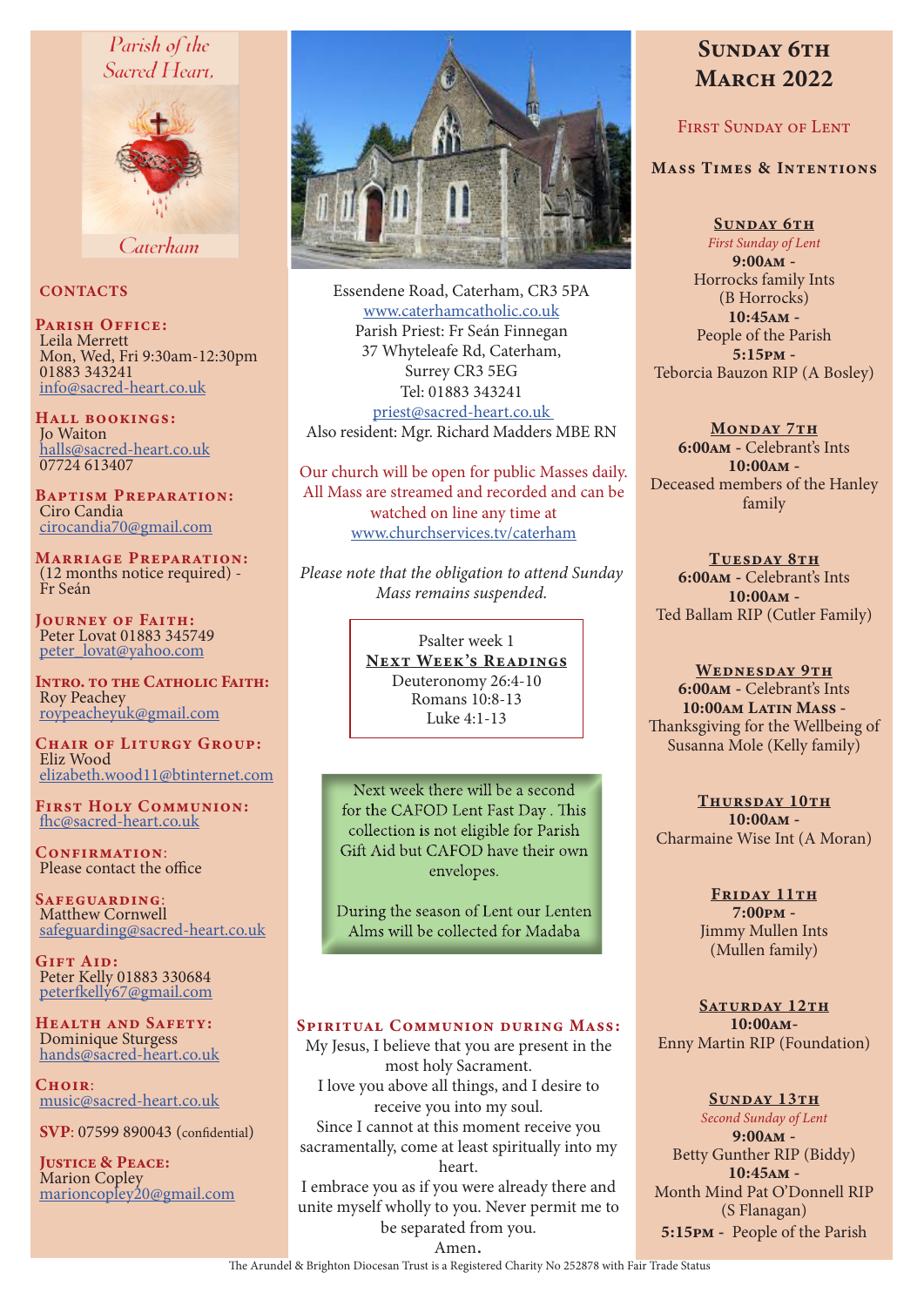Parish of the Sacred Heart, Caterham

## CONTACTS

**Parish Office:**
Leila Merrett
Mon, Wed, Fri 9:30am-12:30pm
01883 343241
info@sacred-heart.co.uk

**Hall bookings:**
Jo Waiton
halls@sacred-heart.co.uk
07724 613407

**Baptism Preparation:**
Ciro Candia
cirocandia70@gmail.com

**Marriage Preparation:**
(12 months notice required) - Fr Seán

**Journey of Faith:**
Peter Lovat 01883 345749
peter_lovat@yahoo.com

**Intro. to the Catholic Faith:**
Roy Peachey
roypeacheyuk@gmail.com

**Chair of Liturgy Group:**
Eliz Wood
elizabeth.wood11@btinternet.com

**First Holy Communion:**
fhc@sacred-heart.co.uk

**Confirmation:**
Please contact the office

**Safeguarding:**
Matthew Cornwell
safeguarding@sacred-heart.co.uk

**Gift Aid:**
Peter Kelly 01883 330684
peterfkelly67@gmail.com

**Health and Safety:**
Dominique Sturgess
hands@sacred-heart.co.uk

**Choir:**
music@sacred-heart.co.uk

**SVP**: 07599 890043 (confidential)

**Justice & Peace:**
Marion Copley
marioncopley20@gmail.com

Essendene Road, Caterham, CR3 5PA
www.caterhamcatholic.co.uk
Parish Priest: Fr Seán Finnegan
37 Whyteleafe Rd, Caterham,
Surrey CR3 5EG
Tel: 01883 343241
priest@sacred-heart.co.uk
Also resident: Mgr. Richard Madders MBE RN

Our church will be open for public Masses daily. All Mass are streamed and recorded and can be watched on line any time at www.churchservices.tv/caterham

*Please note that the obligation to attend Sunday Mass remains suspended.*

Psalter week 1

**Next Week's Readings**
Deuteronomy 26:4-10
Romans 10:8-13
Luke 4:1-13

Next week there will be a second for the CAFOD Lent Fast Day . This collection is not eligible for Parish Gift Aid but CAFOD have their own envelopes.

During the season of Lent our Lenten Alms will be collected for Madaba

**Spiritual Communion during Mass:**
My Jesus, I believe that you are present in the most holy Sacrament.
I love you above all things, and I desire to receive you into my soul.
Since I cannot at this moment receive you sacramentally, come at least spiritually into my heart.
I embrace you as if you were already there and unite myself wholly to you. Never permit me to be separated from you.
Amen.

# Sunday 6th March 2022

## First Sunday of Lent

### Mass Times & Intentions

**Sunday 6th**
*First Sunday of Lent*
**9:00am** - Horrocks family Ints (B Horrocks)
**10:45am** - People of the Parish
**5:15pm** - Teborcia Bauzon RIP (A Bosley)

**Monday 7th**
**6:00am** - Celebrant's Ints
**10:00am** - Deceased members of the Hanley family

**Tuesday 8th**
**6:00am** - Celebrant's Ints
**10:00am** - Ted Ballam RIP (Cutler Family)

**Wednesday 9th**
**6:00am** - Celebrant's Ints
**10:00am Latin Mass** - Thanksgiving for the Wellbeing of Susanna Mole (Kelly family)

**Thursday 10th**
**10:00am** - Charmaine Wise Int (A Moran)

**Friday 11th**
**7:00pm** - Jimmy Mullen Ints (Mullen family)

**Saturday 12th**
**10:00am** - Enny Martin RIP (Foundation)

**Sunday 13th**
*Second Sunday of Lent*
**9:00am** - Betty Gunther RIP (Biddy)
**10:45am** - Month Mind Pat O'Donnell RIP (S Flanagan)
**5:15pm** - People of the Parish

The Arundel & Brighton Diocesan Trust is a Registered Charity No 252878 with Fair Trade Status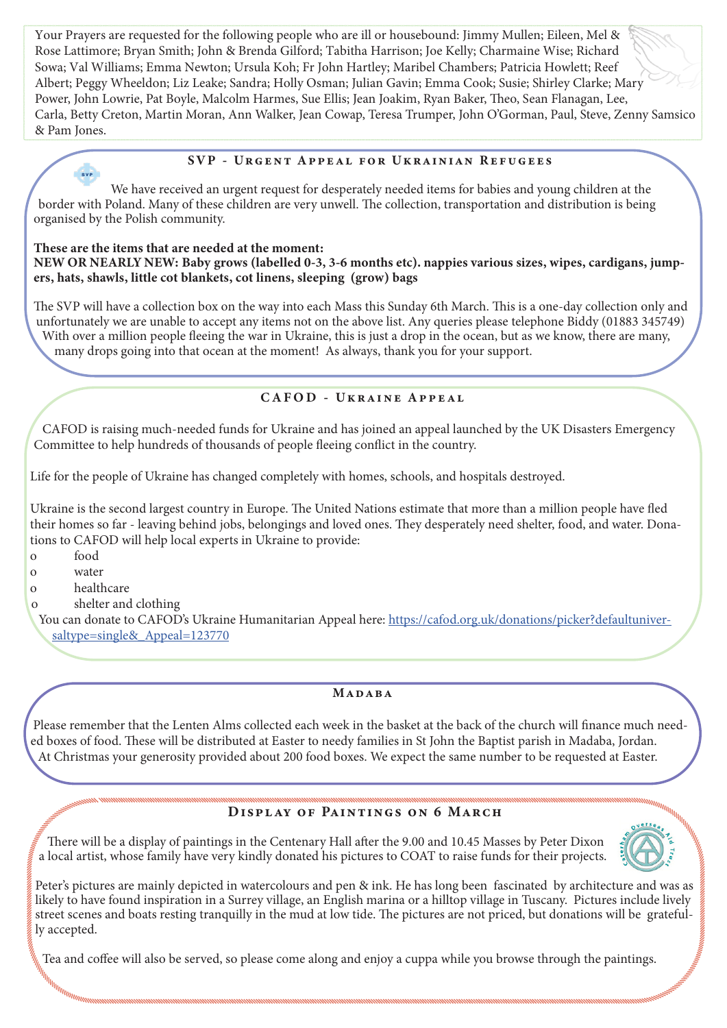Your Prayers are requested for the following people who are ill or housebound: Jimmy Mullen; Eileen, Mel & Rose Lattimore; Bryan Smith; John & Brenda Gilford; Tabitha Harrison; Joe Kelly; Charmaine Wise; Richard Sowa; Val Williams; Emma Newton; Ursula Koh; Fr John Hartley; Maribel Chambers; Patricia Howlett; Reef Albert; Peggy Wheeldon; Liz Leake; Sandra; Holly Osman; Julian Gavin; Emma Cook; Susie; Shirley Clarke; Mary Power, John Lowrie, Pat Boyle, Malcolm Harmes, Sue Ellis; Jean Joakim, Ryan Baker, Theo, Sean Flanagan, Lee, Carla, Betty Creton, Martin Moran, Ann Walker, Jean Cowap, Teresa Trumper, John O'Gorman, Paul, Steve, Zenny Samsico & Pam Jones.

## SVP - Urgent Appeal for Ukrainian Refugees

We have received an urgent request for desperately needed items for babies and young children at the border with Poland. Many of these children are very unwell. The collection, transportation and distribution is being organised by the Polish community.

**These are the items that are needed at the moment:**
**NEW OR NEARLY NEW: Baby grows (labelled 0-3, 3-6 months etc). nappies various sizes, wipes, cardigans, jumpers, hats, shawls, little cot blankets, cot linens, sleeping (grow) bags**

The SVP will have a collection box on the way into each Mass this Sunday 6th March. This is a one-day collection only and unfortunately we are unable to accept any items not on the above list. Any queries please telephone Biddy (01883 345749) With over a million people fleeing the war in Ukraine, this is just a drop in the ocean, but as we know, there are many, many drops going into that ocean at the moment! As always, thank you for your support.

## CAFOD - Ukraine Appeal

CAFOD is raising much-needed funds for Ukraine and has joined an appeal launched by the UK Disasters Emergency Committee to help hundreds of thousands of people fleeing conflict in the country.

Life for the people of Ukraine has changed completely with homes, schools, and hospitals destroyed.

Ukraine is the second largest country in Europe. The United Nations estimate that more than a million people have fled their homes so far - leaving behind jobs, belongings and loved ones. They desperately need shelter, food, and water. Donations to CAFOD will help local experts in Ukraine to provide:

- food
- water
- healthcare
- shelter and clothing

You can donate to CAFOD's Ukraine Humanitarian Appeal here: https://cafod.org.uk/donations/picker?defaultuniversaltype=single&_Appeal=123770

## Madaba

Please remember that the Lenten Alms collected each week in the basket at the back of the church will finance much needed boxes of food. These will be distributed at Easter to needy families in St John the Baptist parish in Madaba, Jordan. At Christmas your generosity provided about 200 food boxes. We expect the same number to be requested at Easter.

## Display of Paintings on 6 March

There will be a display of paintings in the Centenary Hall after the 9.00 and 10.45 Masses by Peter Dixon a local artist, whose family have very kindly donated his pictures to COAT to raise funds for their projects.

Peter's pictures are mainly depicted in watercolours and pen & ink. He has long been fascinated by architecture and was as likely to have found inspiration in a Surrey village, an English marina or a hilltop village in Tuscany. Pictures include lively street scenes and boats resting tranquilly in the mud at low tide. The pictures are not priced, but donations will be gratefully accepted.

Tea and coffee will also be served, so please come along and enjoy a cuppa while you browse through the paintings.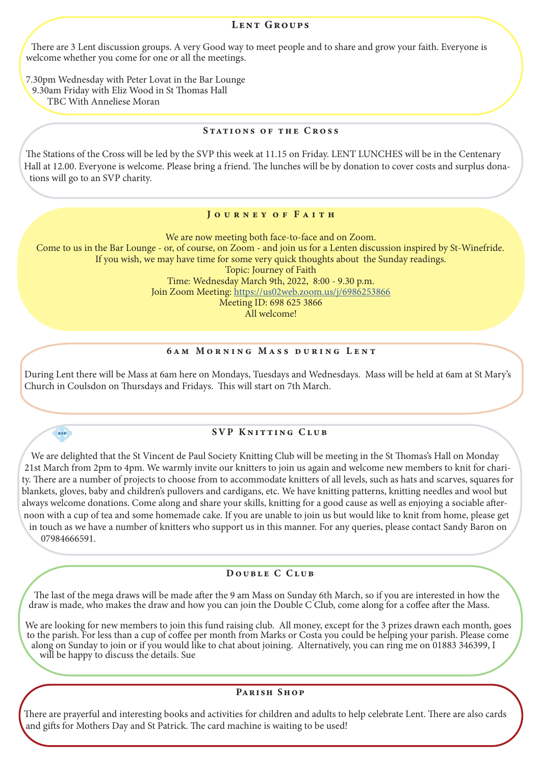## Lent Groups

There are 3 Lent discussion groups. A very Good way to meet people and to share and grow your faith. Everyone is welcome whether you come for one or all the meetings.

7.30pm Wednesday with Peter Lovat in the Bar Lounge
9.30am Friday with Eliz Wood in St Thomas Hall
TBC With Anneliese Moran

## Stations of the Cross

The Stations of the Cross will be led by the SVP this week at 11.15 on Friday. LENT LUNCHES will be in the Centenary Hall at 12.00. Everyone is welcome. Please bring a friend. The lunches will be by donation to cover costs and surplus donations will go to an SVP charity.

## Journey of Faith

We are now meeting both face-to-face and on Zoom.
Come to us in the Bar Lounge - or, of course, on Zoom - and join us for a Lenten discussion inspired by St-Winefride.
If you wish, we may have time for some very quick thoughts about the Sunday readings.
Topic: Journey of Faith
Time: Wednesday March 9th, 2022, 8:00 - 9.30 p.m.
Join Zoom Meeting: https://us02web.zoom.us/j/6986253866
Meeting ID: 698 625 3866
All welcome!

## 6am Morning Mass during Lent

During Lent there will be Mass at 6am here on Mondays, Tuesdays and Wednesdays. Mass will be held at 6am at St Mary's Church in Coulsdon on Thursdays and Fridays. This will start on 7th March.

## SVP Knitting Club

We are delighted that the St Vincent de Paul Society Knitting Club will be meeting in the St Thomas's Hall on Monday 21st March from 2pm to 4pm. We warmly invite our knitters to join us again and welcome new members to knit for charity. There are a number of projects to choose from to accommodate knitters of all levels, such as hats and scarves, squares for blankets, gloves, baby and children's pullovers and cardigans, etc. We have knitting patterns, knitting needles and wool but always welcome donations. Come along and share your skills, knitting for a good cause as well as enjoying a sociable afternoon with a cup of tea and some homemade cake. If you are unable to join us but would like to knit from home, please get in touch as we have a number of knitters who support us in this manner. For any queries, please contact Sandy Baron on 07984666591.

## Double C Club

The last of the mega draws will be made after the 9 am Mass on Sunday 6th March, so if you are interested in how the draw is made, who makes the draw and how you can join the Double C Club, come along for a coffee after the Mass.

We are looking for new members to join this fund raising club. All money, except for the 3 prizes drawn each month, goes to the parish. For less than a cup of coffee per month from Marks or Costa you could be helping your parish. Please come along on Sunday to join or if you would like to chat about joining. Alternatively, you can ring me on 01883 346399, I will be happy to discuss the details. Sue

## Parish Shop

There are prayerful and interesting books and activities for children and adults to help celebrate Lent. There are also cards and gifts for Mothers Day and St Patrick. The card machine is waiting to be used!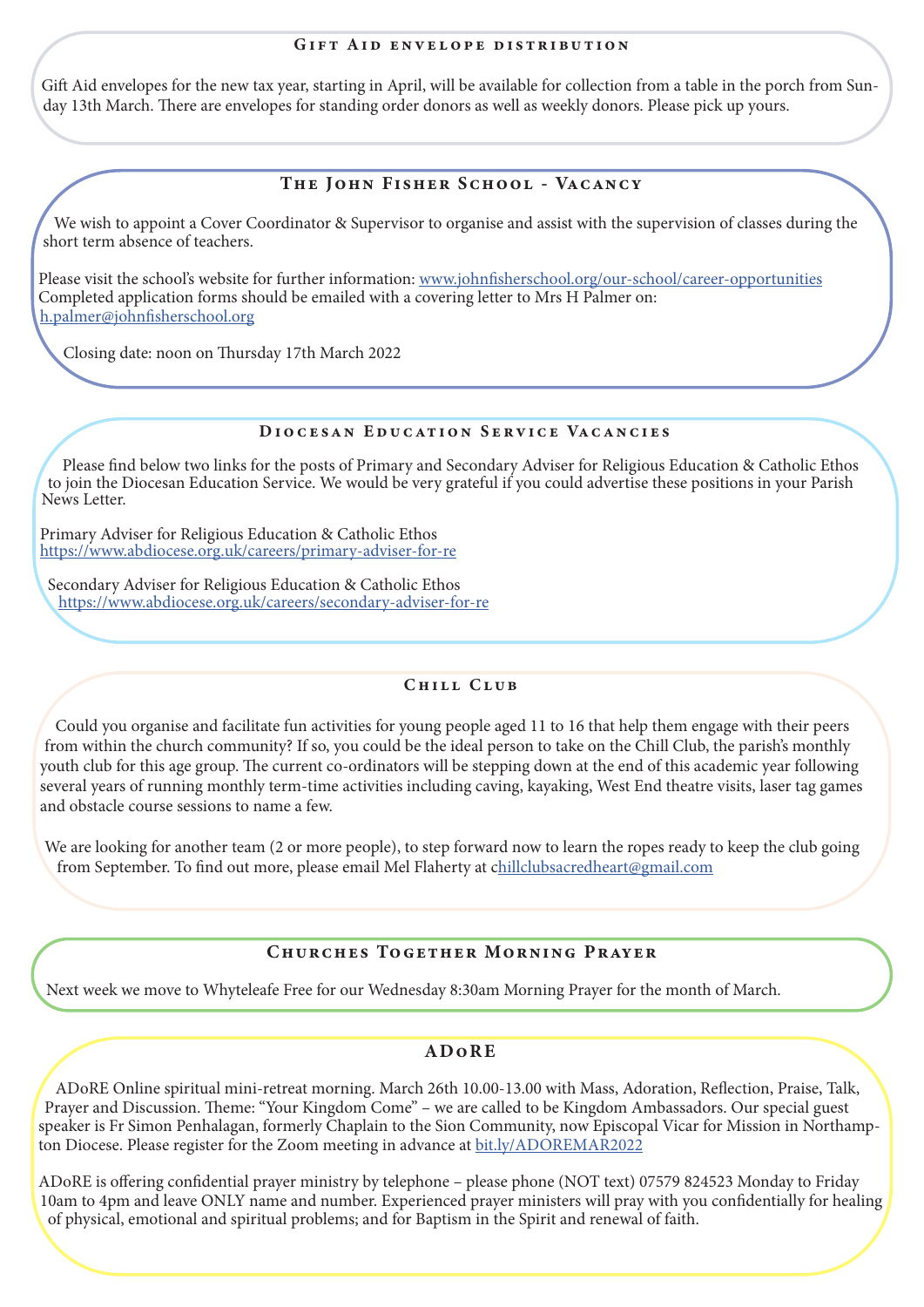## Gift Aid envelope distribution

Gift Aid envelopes for the new tax year, starting in April, will be available for collection from a table in the porch from Sunday 13th March. There are envelopes for standing order donors as well as weekly donors. Please pick up yours.

## The John Fisher School - Vacancy

We wish to appoint a Cover Coordinator & Supervisor to organise and assist with the supervision of classes during the short term absence of teachers.

Please visit the school's website for further information: www.johnfisherschool.org/our-school/career-opportunities
Completed application forms should be emailed with a covering letter to Mrs H Palmer on: h.palmer@johnfisherschool.org

Closing date: noon on Thursday 17th March 2022

## Diocesan Education Service Vacancies

Please find below two links for the posts of Primary and Secondary Adviser for Religious Education & Catholic Ethos to join the Diocesan Education Service. We would be very grateful if you could advertise these positions in your Parish News Letter.

Primary Adviser for Religious Education & Catholic Ethos
https://www.abdiocese.org.uk/careers/primary-adviser-for-re

Secondary Adviser for Religious Education & Catholic Ethos
https://www.abdiocese.org.uk/careers/secondary-adviser-for-re

## Chill Club

Could you organise and facilitate fun activities for young people aged 11 to 16 that help them engage with their peers from within the church community? If so, you could be the ideal person to take on the Chill Club, the parish's monthly youth club for this age group. The current co-ordinators will be stepping down at the end of this academic year following several years of running monthly term-time activities including caving, kayaking, West End theatre visits, laser tag games and obstacle course sessions to name a few.

We are looking for another team (2 or more people), to step forward now to learn the ropes ready to keep the club going from September. To find out more, please email Mel Flaherty at chillclubsacredheart@gmail.com

## Churches Together Morning Prayer

Next week we move to Whyteleafe Free for our Wednesday 8:30am Morning Prayer for the month of March.

## ADoRE

ADoRE Online spiritual mini-retreat morning. March 26th 10.00-13.00 with Mass, Adoration, Reflection, Praise, Talk, Prayer and Discussion. Theme: "Your Kingdom Come" – we are called to be Kingdom Ambassadors. Our special guest speaker is Fr Simon Penhalagan, formerly Chaplain to the Sion Community, now Episcopal Vicar for Mission in Northampton Diocese. Please register for the Zoom meeting in advance at bit.ly/ADOREMAR2022

ADoRE is offering confidential prayer ministry by telephone – please phone (NOT text) 07579 824523 Monday to Friday 10am to 4pm and leave ONLY name and number. Experienced prayer ministers will pray with you confidentially for healing of physical, emotional and spiritual problems; and for Baptism in the Spirit and renewal of faith.